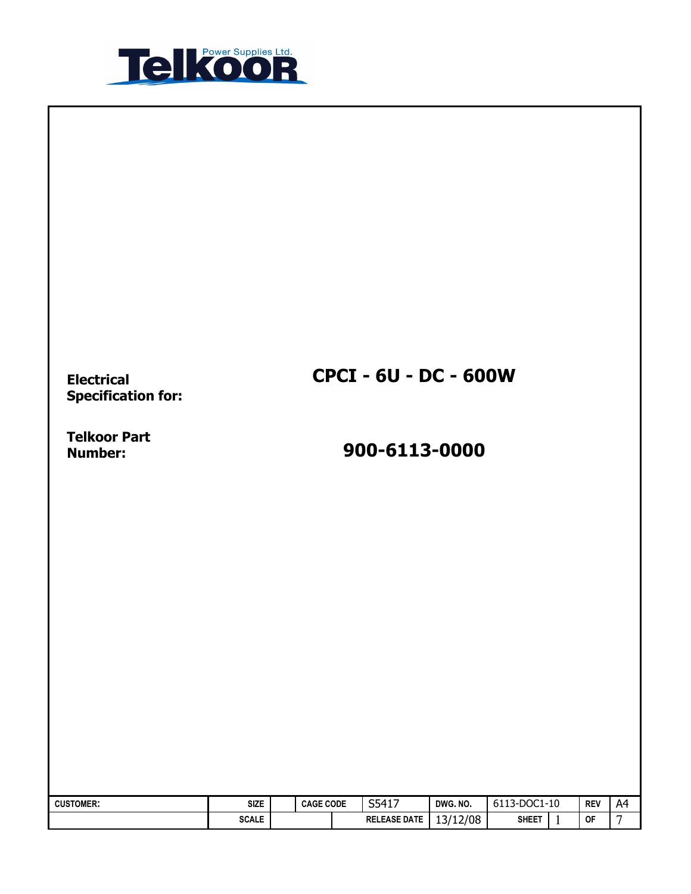Telkoor Power Supplies Ltd.

**Electrical Specification for:** **CPCI - 6U - DC - 600W**

**Telkoor Part Number:** **900-6113-0000**

| CUSTOMER: | SIZE | | CAGE CODE | S5417 | DWG. NO. | 6113-DOC1-10 | | REV | A4 |
|---|---|---|---|---|---|---|---|---|---|
| | SCALE | | | RELEASE DATE | 13/12/08 | SHEET | 1 | OF | 7 |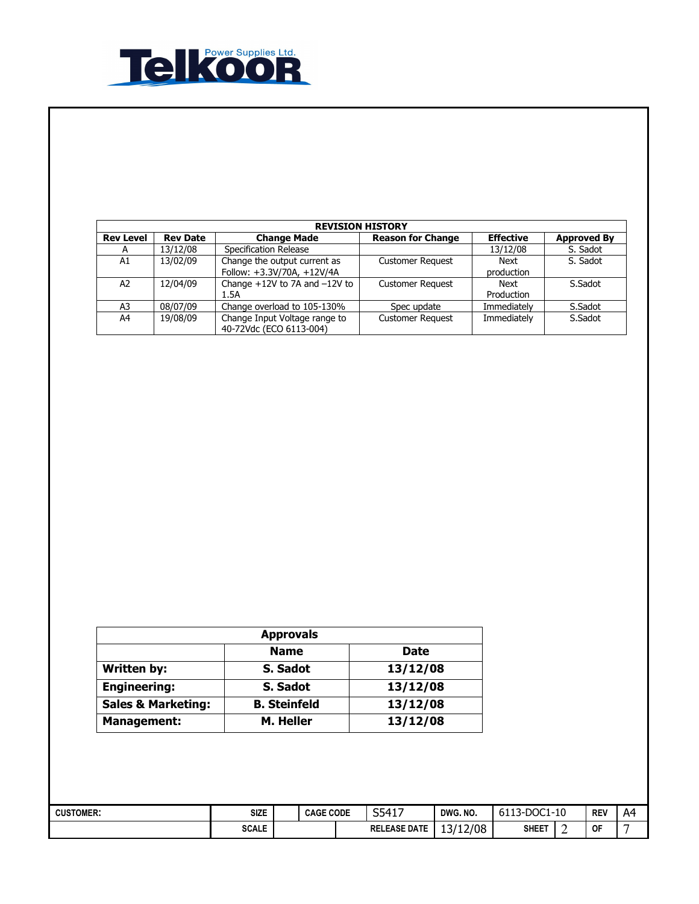## REVISION HISTORY

| Rev Level | Rev Date | Change Made | Reason for Change | Effective | Approved By |
|---|---|---|---|---|---|
| A | 13/12/08 | Specification Release | | 13/12/08 | S. Sadot |
| A1 | 13/02/09 | Change the output current as Follow: +3.3V/70A, +12V/4A | Customer Request | Next production | S. Sadot |
| A2 | 12/04/09 | Change +12V to 7A and –12V to 1.5A | Customer Request | Next Production | S.Sadot |
| A3 | 08/07/09 | Change overload to 105-130% | Spec update | Immediately | S.Sadot |
| A4 | 19/08/09 | Change Input Voltage range to 40-72Vdc (ECO 6113-004) | Customer Request | Immediately | S.Sadot |

## Approvals

| | Name | Date |
|---|---|---|
| **Written by:** | **S. Sadot** | **13/12/08** |
| **Engineering:** | **S. Sadot** | **13/12/08** |
| **Sales & Marketing:** | **B. Steinfeld** | **13/12/08** |
| **Management:** | **M. Heller** | **13/12/08** |

| CUSTOMER: | SIZE | | CAGE CODE | S5417 | DWG. NO. | 6113-DOC1-10 | | REV | A4 |
|---|---|---|---|---|---|---|---|---|---|
| | SCALE | | | RELEASE DATE | 13/12/08 | SHEET | 2 | OF | 7 |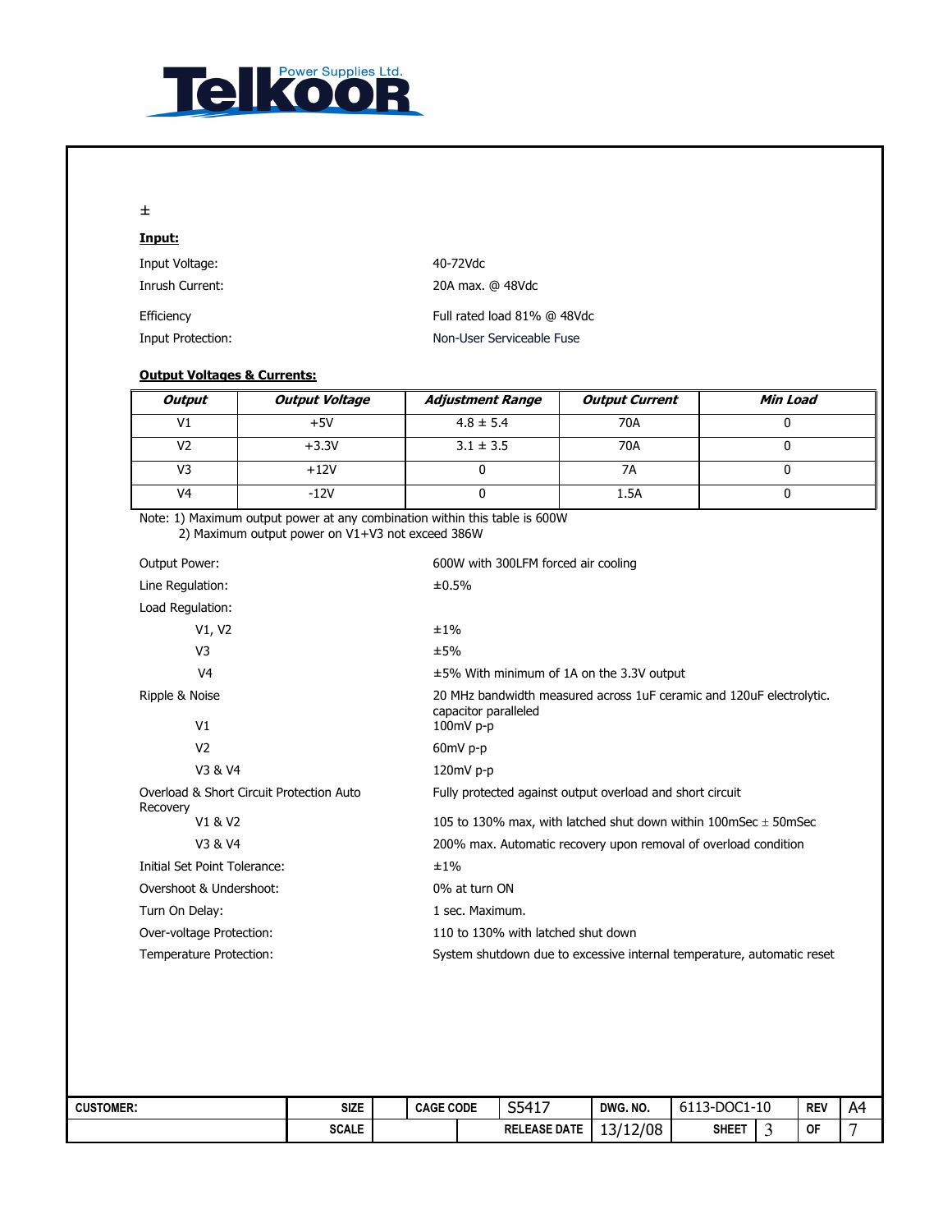±

**Input:**

Input Voltage: 40-72Vdc

Inrush Current: 20A max. @ 48Vdc

Efficiency: Full rated load 81% @ 48Vdc

Input Protection: Non-User Serviceable Fuse

**Output Voltages & Currents:**

| *Output* | *Output Voltage* | *Adjustment Range* | *Output Current* | *Min Load* |
|---|---|---|---|---|
| V1 | +5V | 4.8 ± 5.4 | 70A | 0 |
| V2 | +3.3V | 3.1 ± 3.5 | 70A | 0 |
| V3 | +12V | 0 | 7A | 0 |
| V4 | -12V | 0 | 1.5A | 0 |

Note: 1) Maximum output power at any combination within this table is 600W
2) Maximum output power on V1+V3 not exceed 386W

Output Power: 600W with 300LFM forced air cooling

Line Regulation: ±0.5%

Load Regulation:

- V1, V2: ±1%
- V3: ±5%
- V4: ±5% With minimum of 1A on the 3.3V output

Ripple & Noise: 20 MHz bandwidth measured across 1uF ceramic and 120uF electrolytic. capacitor paralleled

- V1: 100mV p-p
- V2: 60mV p-p
- V3 & V4: 120mV p-p

Overload & Short Circuit Protection Auto Recovery: Fully protected against output overload and short circuit

- V1 & V2: 105 to 130% max, with latched shut down within 100mSec ± 50mSec
- V3 & V4: 200% max. Automatic recovery upon removal of overload condition

Initial Set Point Tolerance: ±1%

Overshoot & Undershoot: 0% at turn ON

Turn On Delay: 1 sec. Maximum.

Over-voltage Protection: 110 to 130% with latched shut down

Temperature Protection: System shutdown due to excessive internal temperature, automatic reset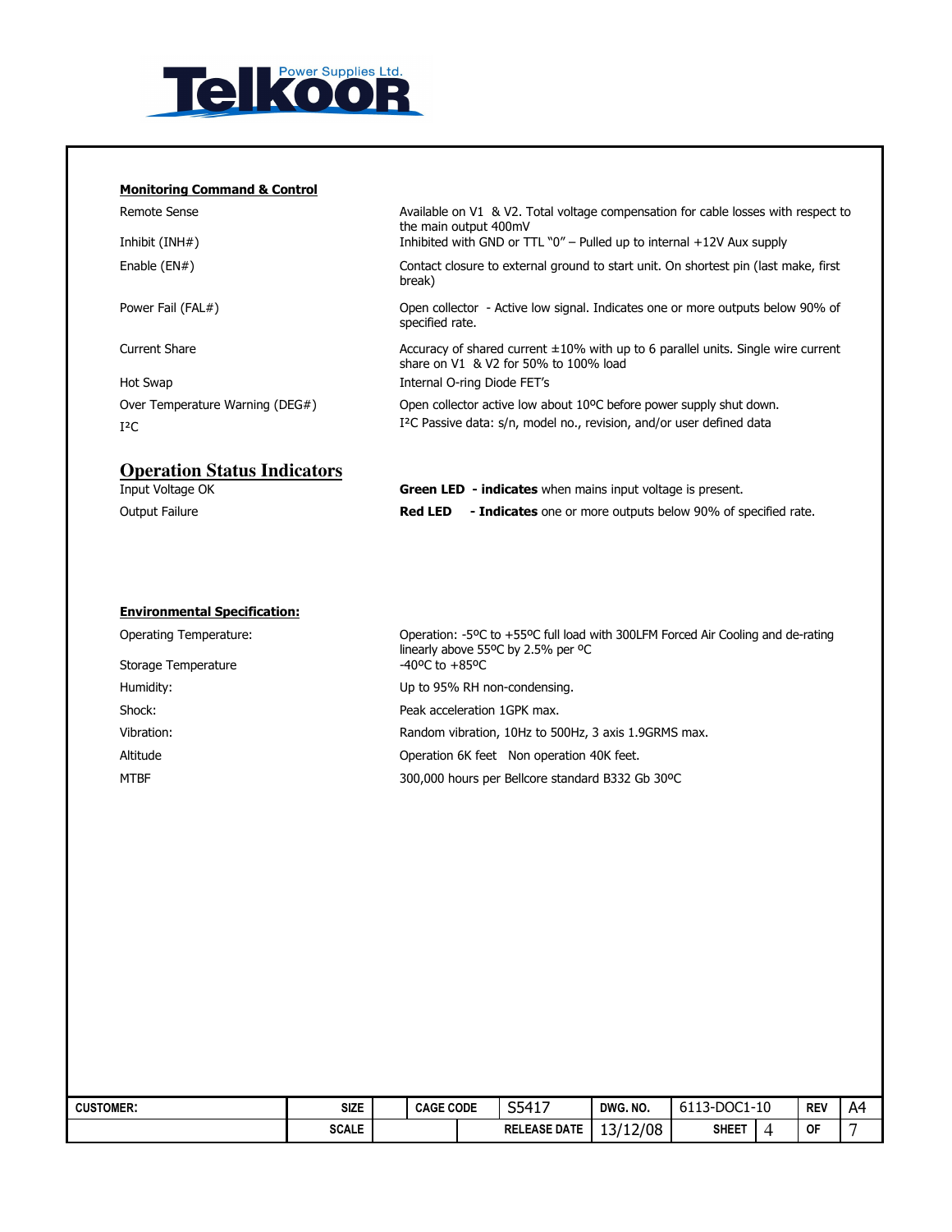Telkoor Power Supplies Ltd.

### Monitoring Command & Control

| | |
|---|---|
| Remote Sense | Available on V1 & V2. Total voltage compensation for cable losses with respect to the main output 400mV |
| Inhibit (INH#) | Inhibited with GND or TTL "0" – Pulled up to internal +12V Aux supply |
| Enable (EN#) | Contact closure to external ground to start unit. On shortest pin (last make, first break) |
| Power Fail (FAL#) | Open collector - Active low signal. Indicates one or more outputs below 90% of specified rate. |
| Current Share | Accuracy of shared current ±10% with up to 6 parallel units. Single wire current share on V1 & V2 for 50% to 100% load |
| Hot Swap | Internal O-ring Diode FET's |
| Over Temperature Warning (DEG#) | Open collector active low about 10ºC before power supply shut down. |
| I²C | I²C Passive data: s/n, model no., revision, and/or user defined data |

## Operation Status Indicators

| | |
|---|---|
| Input Voltage OK | **Green LED - indicates** when mains input voltage is present. |
| Output Failure | **Red LED - Indicates** one or more outputs below 90% of specified rate. |

### Environmental Specification:

| | |
|---|---|
| Operating Temperature: | Operation: -5ºC to +55ºC full load with 300LFM Forced Air Cooling and de-rating linearly above 55ºC by 2.5% per ºC |
| Storage Temperature | -40ºC to +85ºC |
| Humidity: | Up to 95% RH non-condensing. |
| Shock: | Peak acceleration 1GPK max. |
| Vibration: | Random vibration, 10Hz to 500Hz, 3 axis 1.9GRMS max. |
| Altitude | Operation 6K feet Non operation 40K feet. |
| MTBF | 300,000 hours per Bellcore standard B332 Gb 30ºC |

| CUSTOMER: | SIZE | | CAGE CODE | S5417 | DWG. NO. | 6113-DOC1-10 | | REV | A4 |
|---|---|---|---|---|---|---|---|---|---|
| | SCALE | | | RELEASE DATE | 13/12/08 | SHEET | 4 | OF | 7 |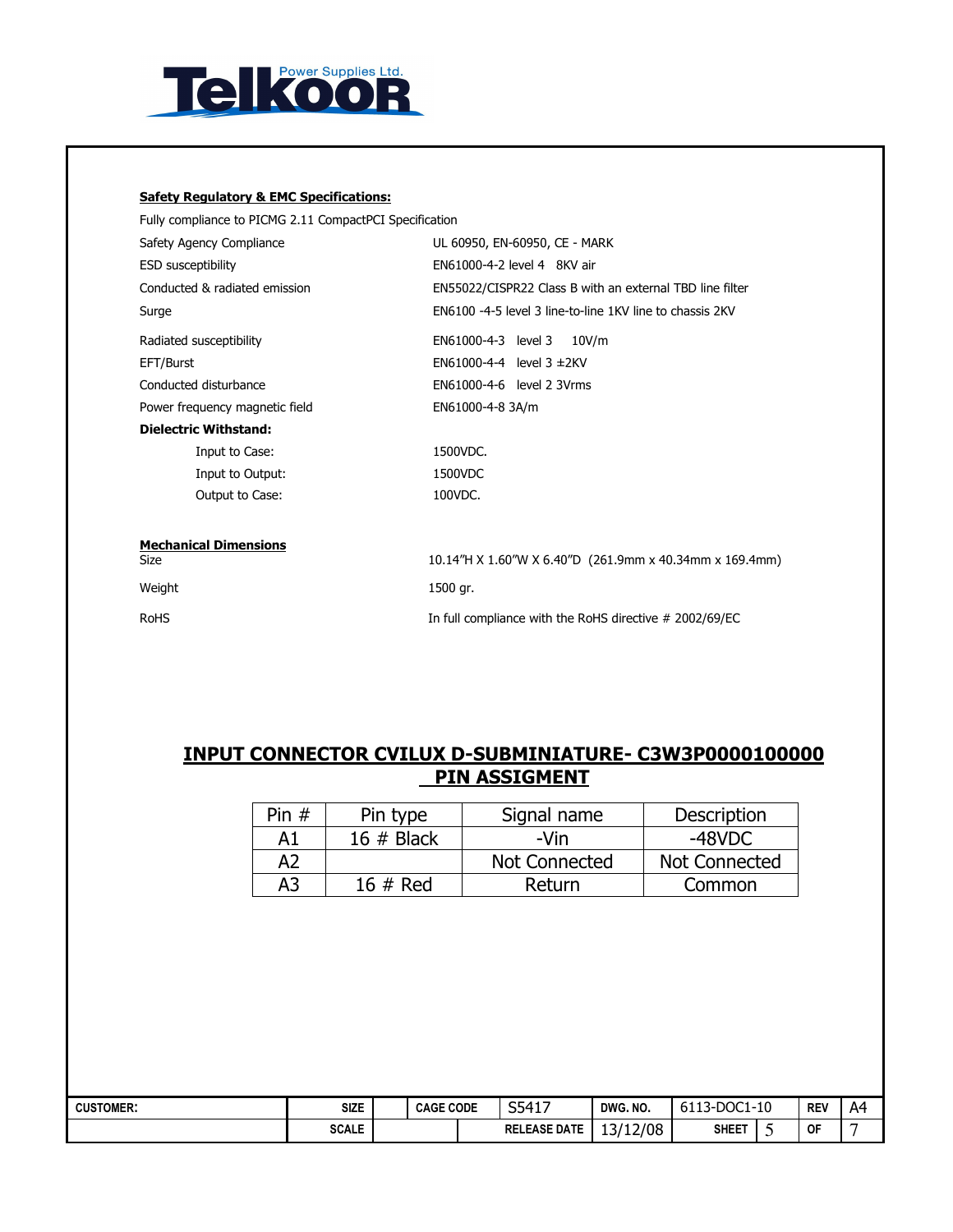**Safety Regulatory & EMC Specifications:**

Fully compliance to PICMG 2.11 CompactPCI Specification

| | |
|---|---|
| Safety Agency Compliance | UL 60950, EN-60950, CE - MARK |
| ESD susceptibility | EN61000-4-2 level 4 8KV air |
| Conducted & radiated emission | EN55022/CISPR22 Class B with an external TBD line filter |
| Surge | EN6100 -4-5 level 3 line-to-line 1KV line to chassis 2KV |
| Radiated susceptibility | EN61000-4-3 level 3 10V/m |
| EFT/Burst | EN61000-4-4 level 3 ±2KV |
| Conducted disturbance | EN61000-4-6 level 2 3Vrms |
| Power frequency magnetic field | EN61000-4-8 3A/m |

**Dielectric Withstand:**

| | |
|---|---|
| Input to Case: | 1500VDC. |
| Input to Output: | 1500VDC |
| Output to Case: | 100VDC. |

**Mechanical Dimensions**

| | |
|---|---|
| Size | 10.14"H X 1.60"W X 6.40"D (261.9mm x 40.34mm x 169.4mm) |
| Weight | 1500 gr. |
| RoHS | In full compliance with the RoHS directive # 2002/69/EC |

## INPUT CONNECTOR CVILUX D-SUBMINIATURE- C3W3P0000100000 PIN ASSIGMENT

| Pin # | Pin type | Signal name | Description |
|---|---|---|---|
| A1 | 16 # Black | -Vin | -48VDC |
| A2 | | Not Connected | Not Connected |
| A3 | 16 # Red | Return | Common |

| CUSTOMER: | SIZE | | CAGE CODE | S5417 | DWG. NO. | 6113-DOC1-10 | | REV | A4 |
|---|---|---|---|---|---|---|---|---|---|
| | SCALE | | | RELEASE DATE | 13/12/08 | SHEET | 5 | OF | 7 |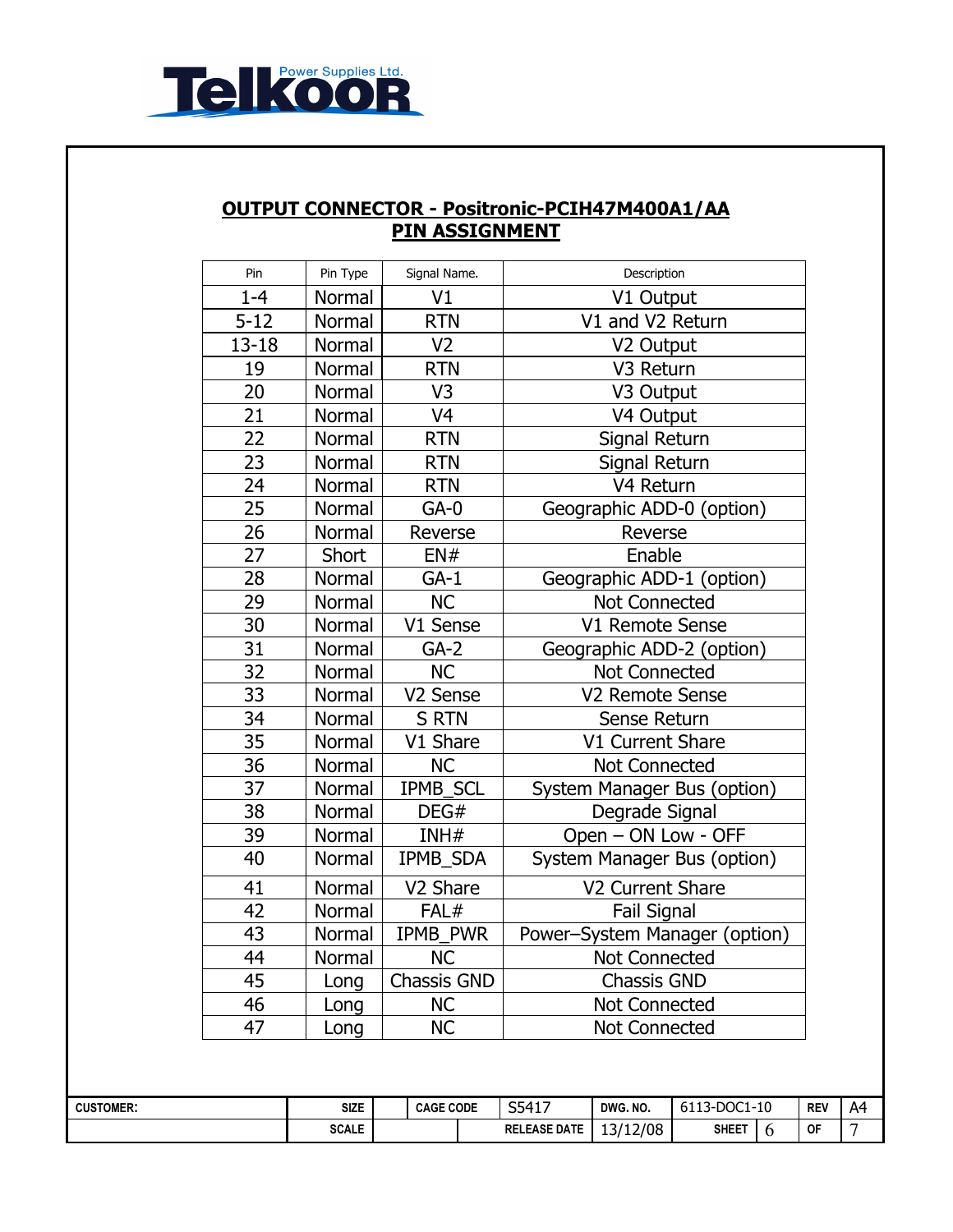## OUTPUT CONNECTOR - Positronic-PCIH47M400A1/AA
## PIN ASSIGNMENT

| Pin | Pin Type | Signal Name. | Description |
|---|---|---|---|
| 1-4 | Normal | V1 | V1 Output |
| 5-12 | Normal | RTN | V1 and V2 Return |
| 13-18 | Normal | V2 | V2 Output |
| 19 | Normal | RTN | V3 Return |
| 20 | Normal | V3 | V3 Output |
| 21 | Normal | V4 | V4 Output |
| 22 | Normal | RTN | Signal Return |
| 23 | Normal | RTN | Signal Return |
| 24 | Normal | RTN | V4 Return |
| 25 | Normal | GA-0 | Geographic ADD-0 (option) |
| 26 | Normal | Reverse | Reverse |
| 27 | Short | EN# | Enable |
| 28 | Normal | GA-1 | Geographic ADD-1 (option) |
| 29 | Normal | NC | Not Connected |
| 30 | Normal | V1 Sense | V1 Remote Sense |
| 31 | Normal | GA-2 | Geographic ADD-2 (option) |
| 32 | Normal | NC | Not Connected |
| 33 | Normal | V2 Sense | V2 Remote Sense |
| 34 | Normal | S RTN | Sense Return |
| 35 | Normal | V1 Share | V1 Current Share |
| 36 | Normal | NC | Not Connected |
| 37 | Normal | IPMB_SCL | System Manager Bus (option) |
| 38 | Normal | DEG# | Degrade Signal |
| 39 | Normal | INH# | Open – ON Low - OFF |
| 40 | Normal | IPMB_SDA | System Manager Bus (option) |
| 41 | Normal | V2 Share | V2 Current Share |
| 42 | Normal | FAL# | Fail Signal |
| 43 | Normal | IPMB_PWR | Power–System Manager (option) |
| 44 | Normal | NC | Not Connected |
| 45 | Long | Chassis GND | Chassis GND |
| 46 | Long | NC | Not Connected |
| 47 | Long | NC | Not Connected |

| CUSTOMER: | SIZE | | CAGE CODE | S5417 | DWG. NO. | 6113-DOC1-10 | REV | A4 |
|---|---|---|---|---|---|---|---|---|
| | SCALE | | | RELEASE DATE | 13/12/08 | SHEET 6 | OF | 7 |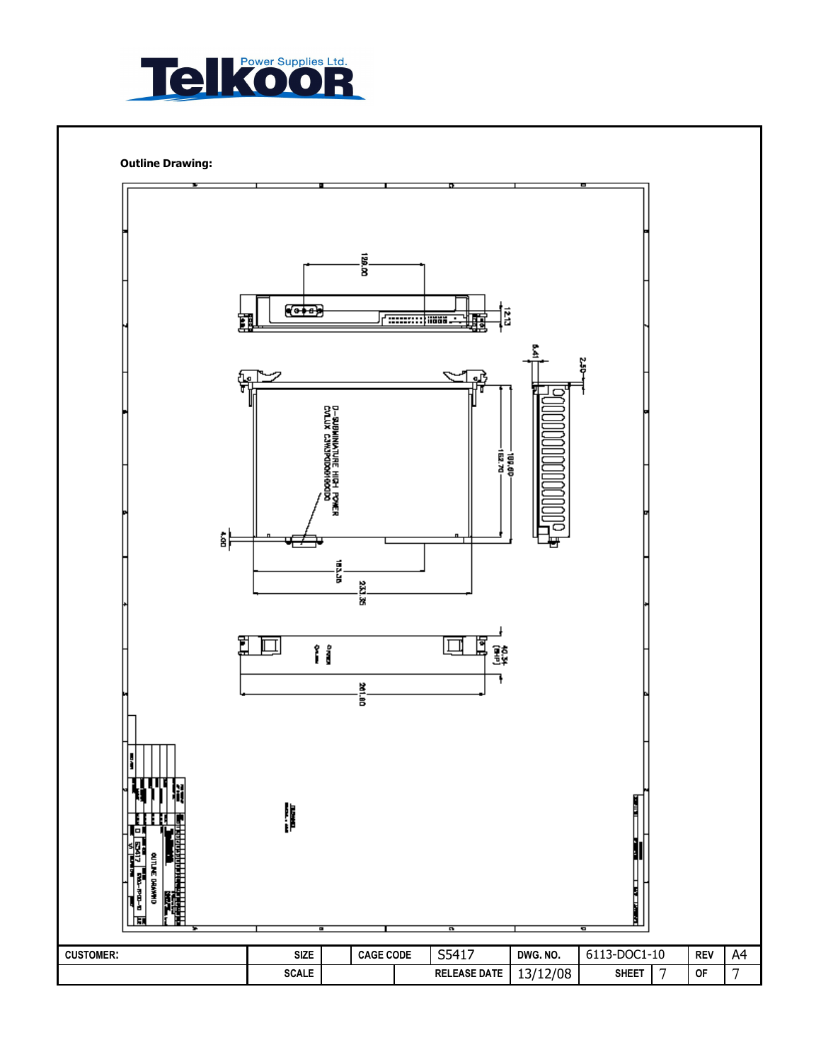**Outline Drawing:**

128.00

12.13

6.41

2.50

D-SUBMINIATURE HIGH POWER
CVILUX CDH3P0000-1600DO

160.60

162.70

4.00

183.35

233.35

40.34
(8HP)

261.60

| CUSTOMER: | SIZE | | CAGE CODE | S5417 | DWG. NO. | 6113-DOC1-10 | | REV | A4 |
|---|---|---|---|---|---|---|---|---|---|
| | SCALE | | | RELEASE DATE | 13/12/08 | SHEET | 7 | OF | 7 |